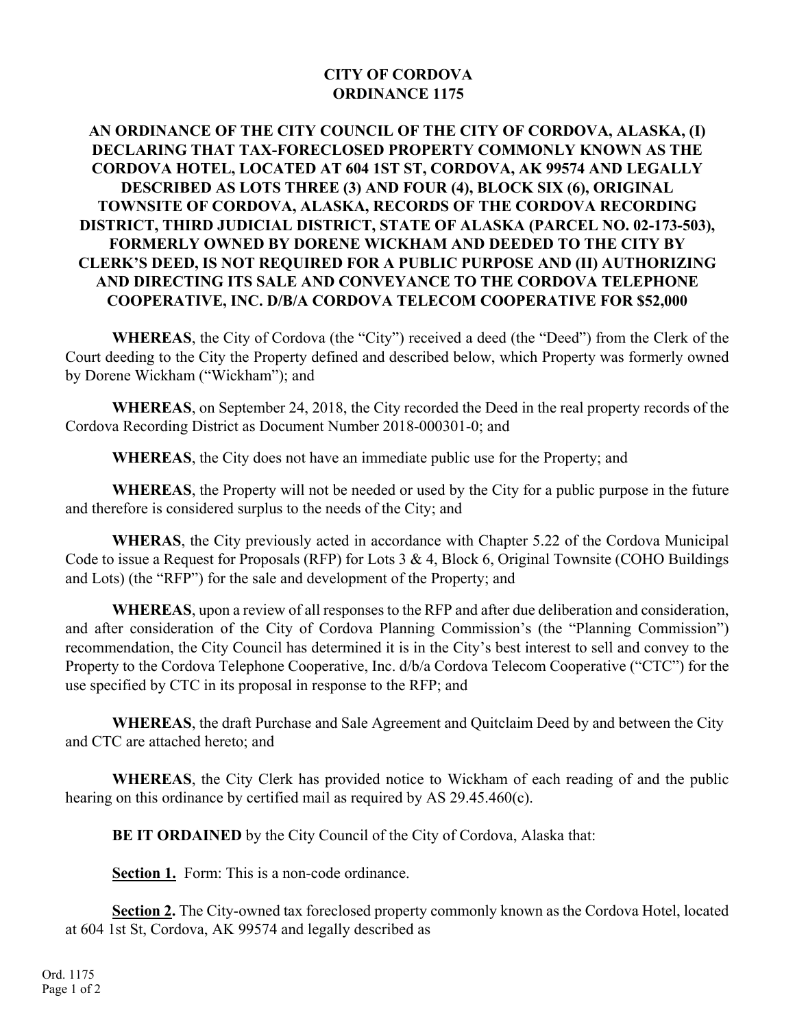# CITY OF CORDOVA
# ORDINANCE 1175

**AN ORDINANCE OF THE CITY COUNCIL OF THE CITY OF CORDOVA, ALASKA, (I) DECLARING THAT TAX-FORECLOSED PROPERTY COMMONLY KNOWN AS THE CORDOVA HOTEL, LOCATED AT 604 1ST ST, CORDOVA, AK 99574 AND LEGALLY DESCRIBED AS LOTS THREE (3) AND FOUR (4), BLOCK SIX (6), ORIGINAL TOWNSITE OF CORDOVA, ALASKA, RECORDS OF THE CORDOVA RECORDING DISTRICT, THIRD JUDICIAL DISTRICT, STATE OF ALASKA (PARCEL NO. 02-173-503), FORMERLY OWNED BY DORENE WICKHAM AND DEEDED TO THE CITY BY CLERK'S DEED, IS NOT REQUIRED FOR A PUBLIC PURPOSE AND (II) AUTHORIZING AND DIRECTING ITS SALE AND CONVEYANCE TO THE CORDOVA TELEPHONE COOPERATIVE, INC. D/B/A CORDOVA TELECOM COOPERATIVE FOR $52,000**

**WHEREAS**, the City of Cordova (the "City") received a deed (the "Deed") from the Clerk of the Court deeding to the City the Property defined and described below, which Property was formerly owned by Dorene Wickham ("Wickham"); and

**WHEREAS**, on September 24, 2018, the City recorded the Deed in the real property records of the Cordova Recording District as Document Number 2018-000301-0; and

**WHEREAS**, the City does not have an immediate public use for the Property; and

**WHEREAS**, the Property will not be needed or used by the City for a public purpose in the future and therefore is considered surplus to the needs of the City; and

**WHERAS**, the City previously acted in accordance with Chapter 5.22 of the Cordova Municipal Code to issue a Request for Proposals (RFP) for Lots 3 & 4, Block 6, Original Townsite (COHO Buildings and Lots) (the "RFP") for the sale and development of the Property; and

**WHEREAS**, upon a review of all responses to the RFP and after due deliberation and consideration, and after consideration of the City of Cordova Planning Commission's (the "Planning Commission") recommendation, the City Council has determined it is in the City's best interest to sell and convey to the Property to the Cordova Telephone Cooperative, Inc. d/b/a Cordova Telecom Cooperative ("CTC") for the use specified by CTC in its proposal in response to the RFP; and

**WHEREAS**, the draft Purchase and Sale Agreement and Quitclaim Deed by and between the City and CTC are attached hereto; and

**WHEREAS**, the City Clerk has provided notice to Wickham of each reading of and the public hearing on this ordinance by certified mail as required by AS 29.45.460(c).

**BE IT ORDAINED** by the City Council of the City of Cordova, Alaska that:

**Section 1.** Form: This is a non-code ordinance.

**Section 2.** The City-owned tax foreclosed property commonly known as the Cordova Hotel, located at 604 1st St, Cordova, AK 99574 and legally described as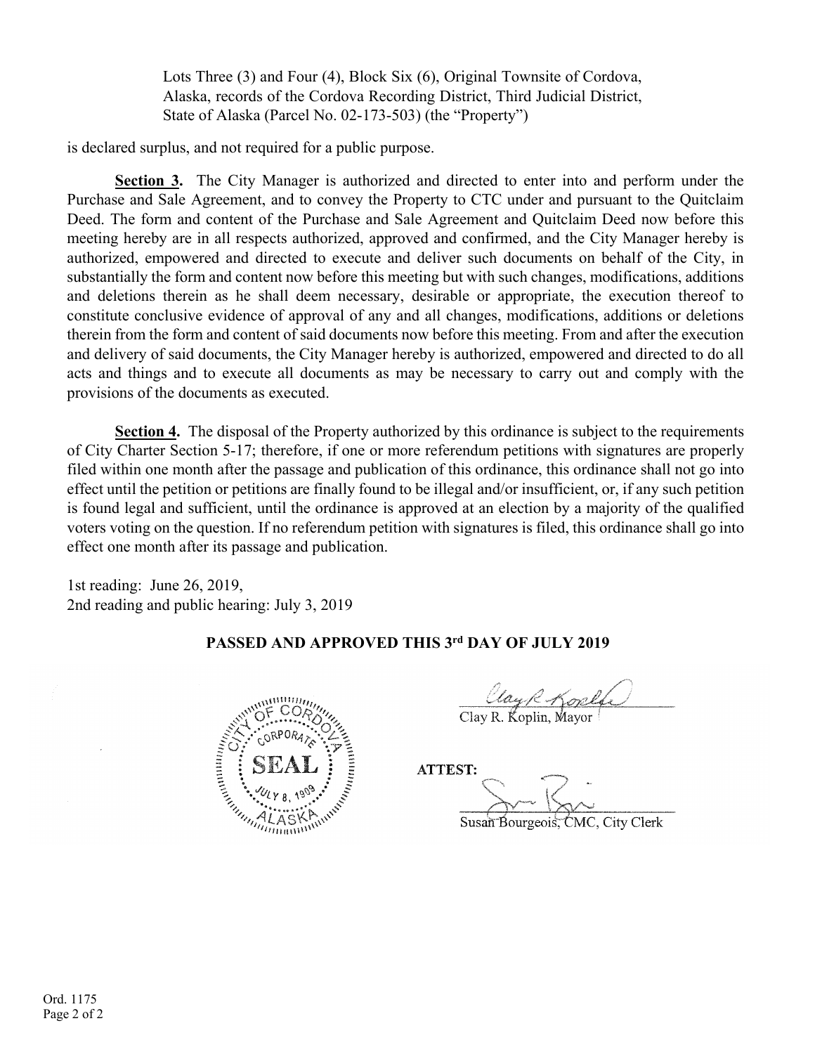Lots Three (3) and Four (4), Block Six (6), Original Townsite of Cordova, Alaska, records of the Cordova Recording District, Third Judicial District, State of Alaska (Parcel No. 02-173-503) (the "Property")

is declared surplus, and not required for a public purpose.

**Section 3.** The City Manager is authorized and directed to enter into and perform under the Purchase and Sale Agreement, and to convey the Property to CTC under and pursuant to the Quitclaim Deed. The form and content of the Purchase and Sale Agreement and Quitclaim Deed now before this meeting hereby are in all respects authorized, approved and confirmed, and the City Manager hereby is authorized, empowered and directed to execute and deliver such documents on behalf of the City, in substantially the form and content now before this meeting but with such changes, modifications, additions and deletions therein as he shall deem necessary, desirable or appropriate, the execution thereof to constitute conclusive evidence of approval of any and all changes, modifications, additions or deletions therein from the form and content of said documents now before this meeting. From and after the execution and delivery of said documents, the City Manager hereby is authorized, empowered and directed to do all acts and things and to execute all documents as may be necessary to carry out and comply with the provisions of the documents as executed.

**Section 4.** The disposal of the Property authorized by this ordinance is subject to the requirements of City Charter Section 5-17; therefore, if one or more referendum petitions with signatures are properly filed within one month after the passage and publication of this ordinance, this ordinance shall not go into effect until the petition or petitions are finally found to be illegal and/or insufficient, or, if any such petition is found legal and sufficient, until the ordinance is approved at an election by a majority of the qualified voters voting on the question. If no referendum petition with signatures is filed, this ordinance shall go into effect one month after its passage and publication.

1st reading: June 26, 2019,
2nd reading and public hearing: July 3, 2019

**PASSED AND APPROVED THIS 3rd DAY OF JULY 2019**

CITY OF CORDOVA CORPORATE SEAL JULY 8, 1909 ALASKA

Clay R. Koplin, Mayor

**ATTEST:**

Susan Bourgeois, CMC, City Clerk

Ord. 1175